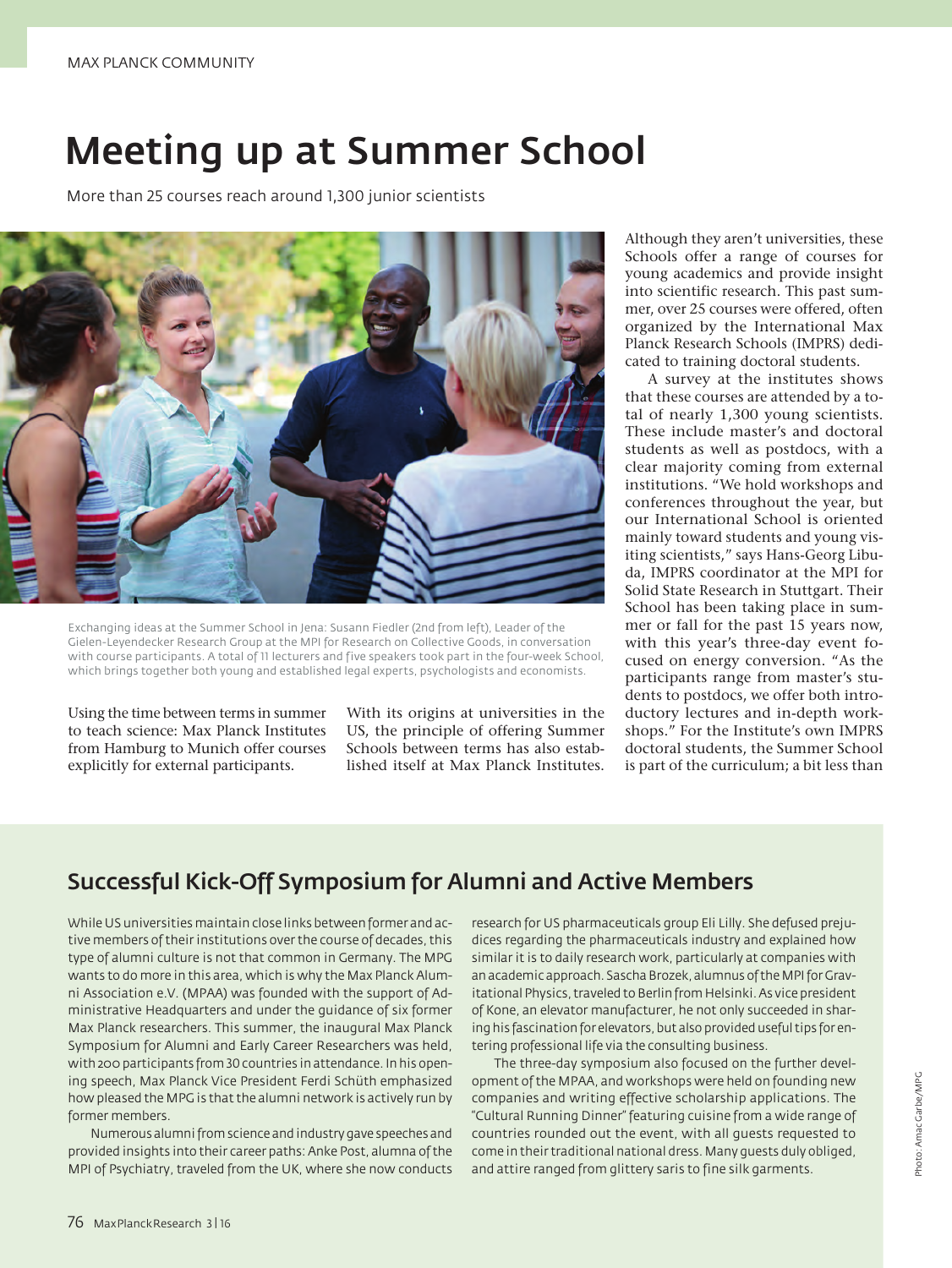# Meeting up at Summer School

More than 25 courses reach around 1,300 junior scientists

Exchanging ideas at the Summer School in Jena: Susann Fiedler (2nd from left), Leader of the Gielen-Leyendecker Research Group at the MPI for Research on Collective Goods, in conversation with course participants. A total of 11 lecturers and five speakers took part in the four-week School, which brings together both young and established legal experts, psychologists and economists.

Using the time between terms in summer to teach science: Max Planck Institutes from Hamburg to Munich offer courses explicitly for external participants.

With its origins at universities in the US, the principle of offering Summer Schools between terms has also established itself at Max Planck Institutes. Although they aren't universities, these Schools offer a range of courses for young academics and provide insight into scientific research. This past summer, over 25 courses were offered, often organized by the International Max Planck Research Schools (IMPRS) dedicated to training doctoral students.

A survey at the institutes shows that these courses are attended by a total of nearly 1,300 young scientists. These include master's and doctoral students as well as postdocs, with a clear majority coming from external institutions. "We hold workshops and conferences throughout the year, but our International School is oriented mainly toward students and young visiting scientists," says Hans-Georg Libuda, IMPRS coordinator at the MPI for Solid State Research in Stuttgart. Their School has been taking place in summer or fall for the past 15 years now, with this year's three-day event focused on energy conversion. "As the participants range from master's students to postdocs, we offer both introductory lectures and in-depth workshops." For the Institute's own IMPRS doctoral students, the Summer School is part of the curriculum; a bit less than

## Successful Kick-Off Symposium for Alumni and Active Members

While US universities maintain close links between former and active members of their institutions over the course of decades, this type of alumni culture is not that common in Germany. The MPG wants to do more in this area, which is why the Max Planck Alumni Association e.V. (MPAA) was founded with the support of Administrative Headquarters and under the guidance of six former Max Planck researchers. This summer, the inaugural Max Planck Symposium for Alumni and Early Career Researchers was held, with 200 participants from 30 countries in attendance. In his opening speech, Max Planck Vice President Ferdi Schüth emphasized how pleased the MPG is that the alumni network is actively run by former members.

Numerous alumni from science and industry gave speeches and provided insights into their career paths: Anke Post, alumna of the MPI of Psychiatry, traveled from the UK, where she now conducts research for US pharmaceuticals group Eli Lilly. She defused prejudices regarding the pharmaceuticals industry and explained how similar it is to daily research work, particularly at companies with an academic approach. Sascha Brozek, alumnus of the MPI for Gravitational Physics, traveled to Berlin from Helsinki. As vice president of Kone, an elevator manufacturer, he not only succeeded in sharing his fascination for elevators, but also provided useful tips for entering professional life via the consulting business.

The three-day symposium also focused on the further development of the MPAA, and workshops were held on founding new companies and writing effective scholarship applications. The "Cultural Running Dinner" featuring cuisine from a wide range of countries rounded out the event, with all guests requested to come in their traditional national dress. Many guests duly obliged, and attire ranged from glittery saris to fine silk garments.

Photo: Amac Garbe/MPG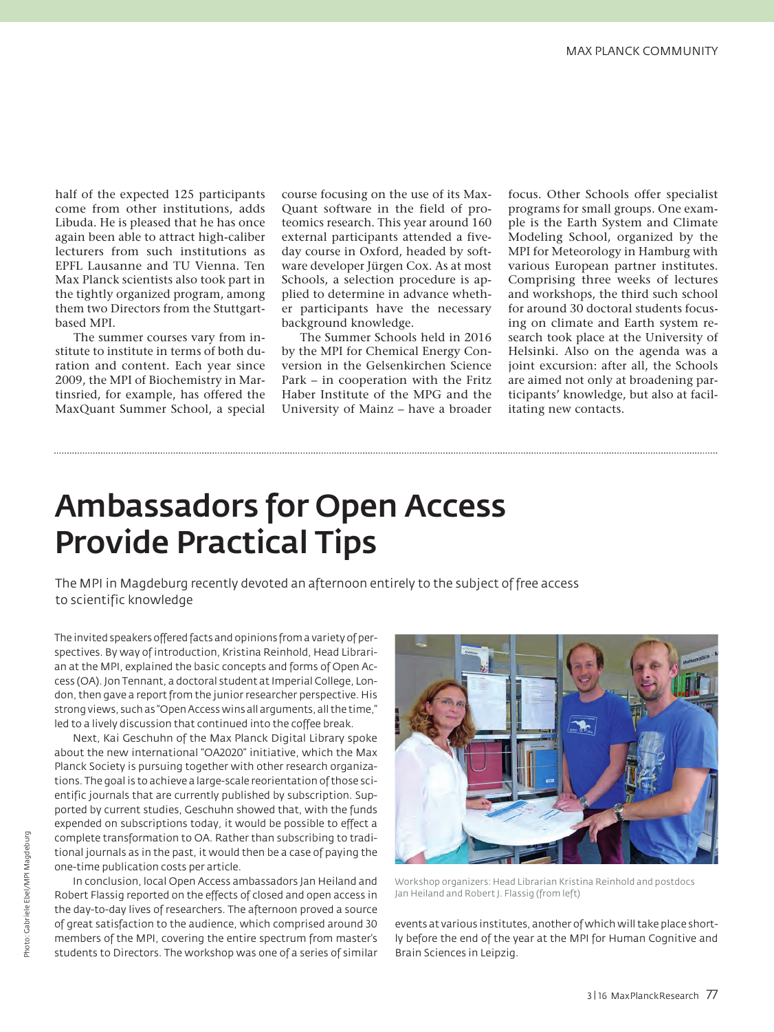half of the expected 125 participants come from other institutions, adds Libuda. He is pleased that he has once again been able to attract high-caliber lecturers from such institutions as EPFL Lausanne and TU Vienna. Ten Max Planck scientists also took part in the tightly organized program, among them two Directors from the Stuttgart-based MPI.

The summer courses vary from institute to institute in terms of both duration and content. Each year since 2009, the MPI of Biochemistry in Martinsried, for example, has offered the MaxQuant Summer School, a special course focusing on the use of its MaxQuant software in the field of proteomics research. This year around 160 external participants attended a five-day course in Oxford, headed by software developer Jürgen Cox. As at most Schools, a selection procedure is applied to determine in advance whether participants have the necessary background knowledge.

The Summer Schools held in 2016 by the MPI for Chemical Energy Conversion in the Gelsenkirchen Science Park – in cooperation with the Fritz Haber Institute of the MPG and the University of Mainz – have a broader focus. Other Schools offer specialist programs for small groups. One example is the Earth System and Climate Modeling School, organized by the MPI for Meteorology in Hamburg with various European partner institutes. Comprising three weeks of lectures and workshops, the third such school for around 30 doctoral students focusing on climate and Earth system research took place at the University of Helsinki. Also on the agenda was a joint excursion: after all, the Schools are aimed not only at broadening participants' knowledge, but also at facilitating new contacts.

# Ambassadors for Open Access Provide Practical Tips

The MPI in Magdeburg recently devoted an afternoon entirely to the subject of free access to scientific knowledge

The invited speakers offered facts and opinions from a variety of perspectives. By way of introduction, Kristina Reinhold, Head Librarian at the MPI, explained the basic concepts and forms of Open Access (OA). Jon Tennant, a doctoral student at Imperial College, London, then gave a report from the junior researcher perspective. His strong views, such as "Open Access wins all arguments, all the time," led to a lively discussion that continued into the coffee break.

Next, Kai Geschuhn of the Max Planck Digital Library spoke about the new international "OA2020" initiative, which the Max Planck Society is pursuing together with other research organizations. The goal is to achieve a large-scale reorientation of those scientific journals that are currently published by subscription. Supported by current studies, Geschuhn showed that, with the funds expended on subscriptions today, it would be possible to effect a complete transformation to OA. Rather than subscribing to traditional journals as in the past, it would then be a case of paying the one-time publication costs per article.

In conclusion, local Open Access ambassadors Jan Heiland and Robert Flassig reported on the effects of closed and open access in the day-to-day lives of researchers. The afternoon proved a source of great satisfaction to the audience, which comprised around 30 members of the MPI, covering the entire spectrum from master's students to Directors. The workshop was one of a series of similar events at various institutes, another of which will take place shortly before the end of the year at the MPI for Human Cognitive and Brain Sciences in Leipzig.

Workshop organizers: Head Librarian Kristina Reinhold and postdocs Jan Heiland and Robert J. Flassig (from left)

Photo: Gabriele Ebel/MPI Magdeburg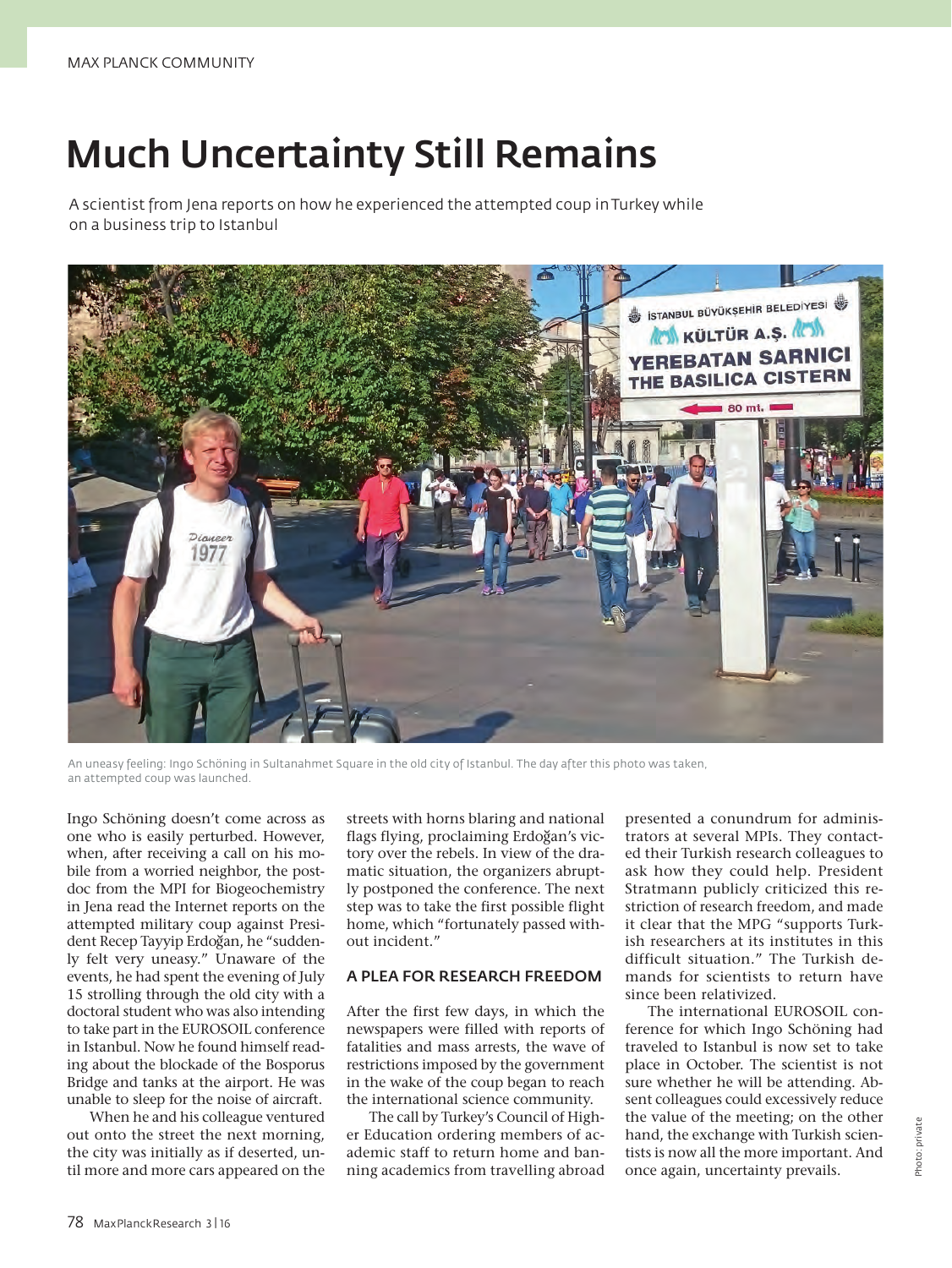# Much Uncertainty Still Remains

A scientist from Jena reports on how he experienced the attempted coup in Turkey while on a business trip to Istanbul

An uneasy feeling: Ingo Schöning in Sultanahmet Square in the old city of Istanbul. The day after this photo was taken, an attempted coup was launched.

Ingo Schöning doesn't come across as one who is easily perturbed. However, when, after receiving a call on his mobile from a worried neighbor, the postdoc from the MPI for Biogeochemistry in Jena read the Internet reports on the attempted military coup against President Recep Tayyip Erdoğan, he "suddenly felt very uneasy." Unaware of the events, he had spent the evening of July 15 strolling through the old city with a doctoral student who was also intending to take part in the EUROSOIL conference in Istanbul. Now he found himself reading about the blockade of the Bosporus Bridge and tanks at the airport. He was unable to sleep for the noise of aircraft.

When he and his colleague ventured out onto the street the next morning, the city was initially as if deserted, until more and more cars appeared on the streets with horns blaring and national flags flying, proclaiming Erdoğan's victory over the rebels. In view of the dramatic situation, the organizers abruptly postponed the conference. The next step was to take the first possible flight home, which "fortunately passed without incident."

## A PLEA FOR RESEARCH FREEDOM

After the first few days, in which the newspapers were filled with reports of fatalities and mass arrests, the wave of restrictions imposed by the government in the wake of the coup began to reach the international science community.

The call by Turkey's Council of Higher Education ordering members of academic staff to return home and banning academics from travelling abroad presented a conundrum for administrators at several MPIs. They contacted their Turkish research colleagues to ask how they could help. President Stratmann publicly criticized this restriction of research freedom, and made it clear that the MPG "supports Turkish researchers at its institutes in this difficult situation." The Turkish demands for scientists to return have since been relativized.

The international EUROSOIL conference for which Ingo Schöning had traveled to Istanbul is now set to take place in October. The scientist is not sure whether he will be attending. Absent colleagues could excessively reduce the value of the meeting; on the other hand, the exchange with Turkish scientists is now all the more important. And once again, uncertainty prevails.

Photo: private